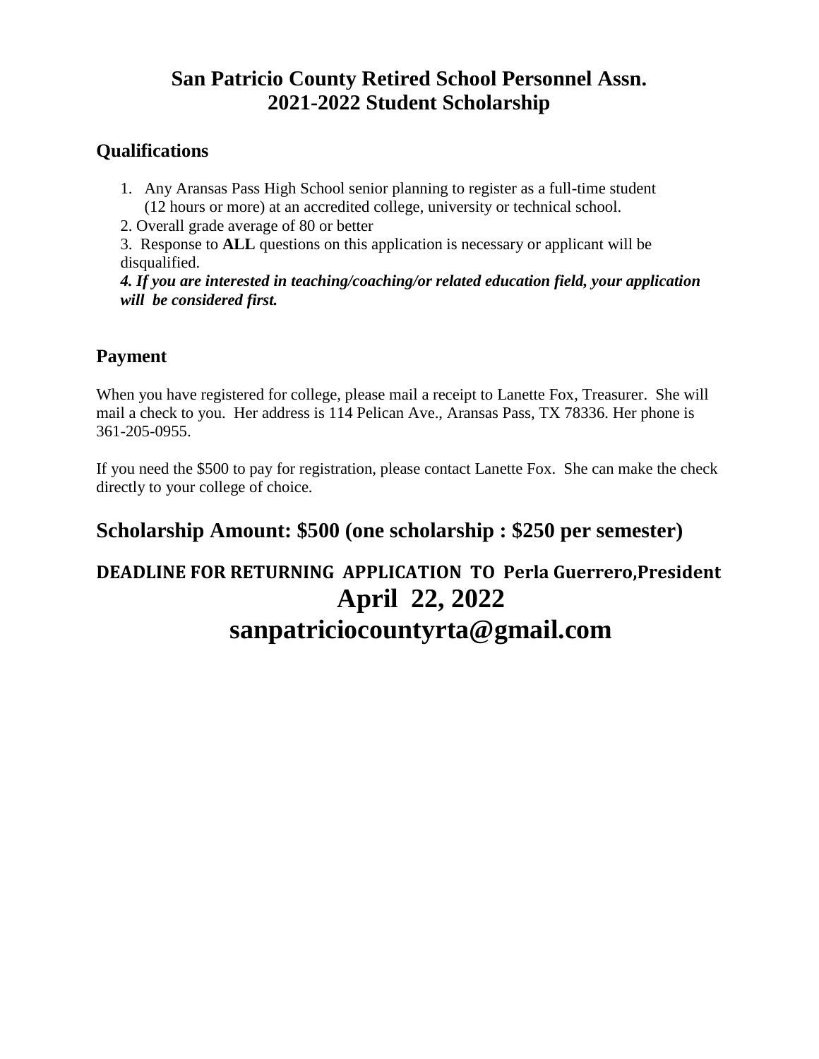# San Patricio County Retired School Personnel Assn.
# 2021-2022 Student Scholarship

## Qualifications

1. Any Aransas Pass High School senior planning to register as a full-time student (12 hours or more) at an accredited college, university or technical school.
2. Overall grade average of 80 or better
3. Response to **ALL** questions on this application is necessary or applicant will be disqualified.
4. ***If you are interested in teaching/coaching/or related education field, your application will be considered first.***

## Payment

When you have registered for college, please mail a receipt to Lanette Fox, Treasurer. She will mail a check to you. Her address is 114 Pelican Ave., Aransas Pass, TX 78336. Her phone is 361-205-0955.

If you need the $500 to pay for registration, please contact Lanette Fox. She can make the check directly to your college of choice.

## Scholarship Amount: $500 (one scholarship : $250 per semester)

**DEADLINE FOR RETURNING APPLICATION TO Perla Guerrero,President**

**April 22, 2022**

**sanpatriciocountyrta@gmail.com**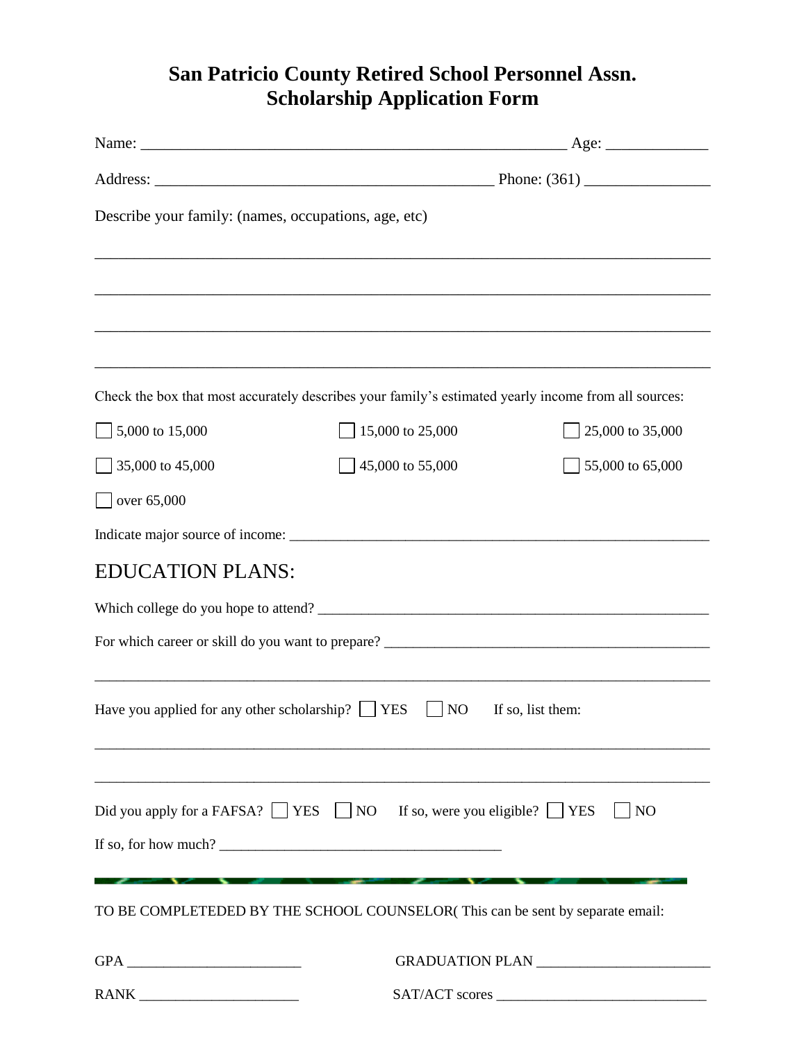# San Patricio County Retired School Personnel Assn.
# Scholarship Application Form

Name: _______________________________________________________ Age: _____________

Address: ____________________________________________ Phone: (361) ________________

Describe your family: (names, occupations, age, etc)

_______________________________________________________________________________

_______________________________________________________________________________

_______________________________________________________________________________

_______________________________________________________________________________

Check the box that most accurately describes your family's estimated yearly income from all sources:

☐ 5,000 to 15,000 ☐ 15,000 to 25,000 ☐ 25,000 to 35,000

☐ 35,000 to 45,000 ☐ 45,000 to 55,000 ☐ 55,000 to 65,000

☐ over 65,000

Indicate major source of income: ___________________________________________________________

## EDUCATION PLANS:

Which college do you hope to attend? ________________________________________________________

For which career or skill do you want to prepare? ____________________________________________

_______________________________________________________________________________

Have you applied for any other scholarship? ☐ YES ☐ NO If so, list them:

_______________________________________________________________________________

_______________________________________________________________________________

Did you apply for a FAFSA? ☐ YES ☐ NO If so, were you eligible? ☐ YES ☐ NO

If so, for how much? _______________________________________

---

TO BE COMPLETEDED BY THE SCHOOL COUNSELOR( This can be sent by separate email:

GPA ________________________ GRADUATION PLAN ________________________

RANK ______________________ SAT/ACT scores ____________________________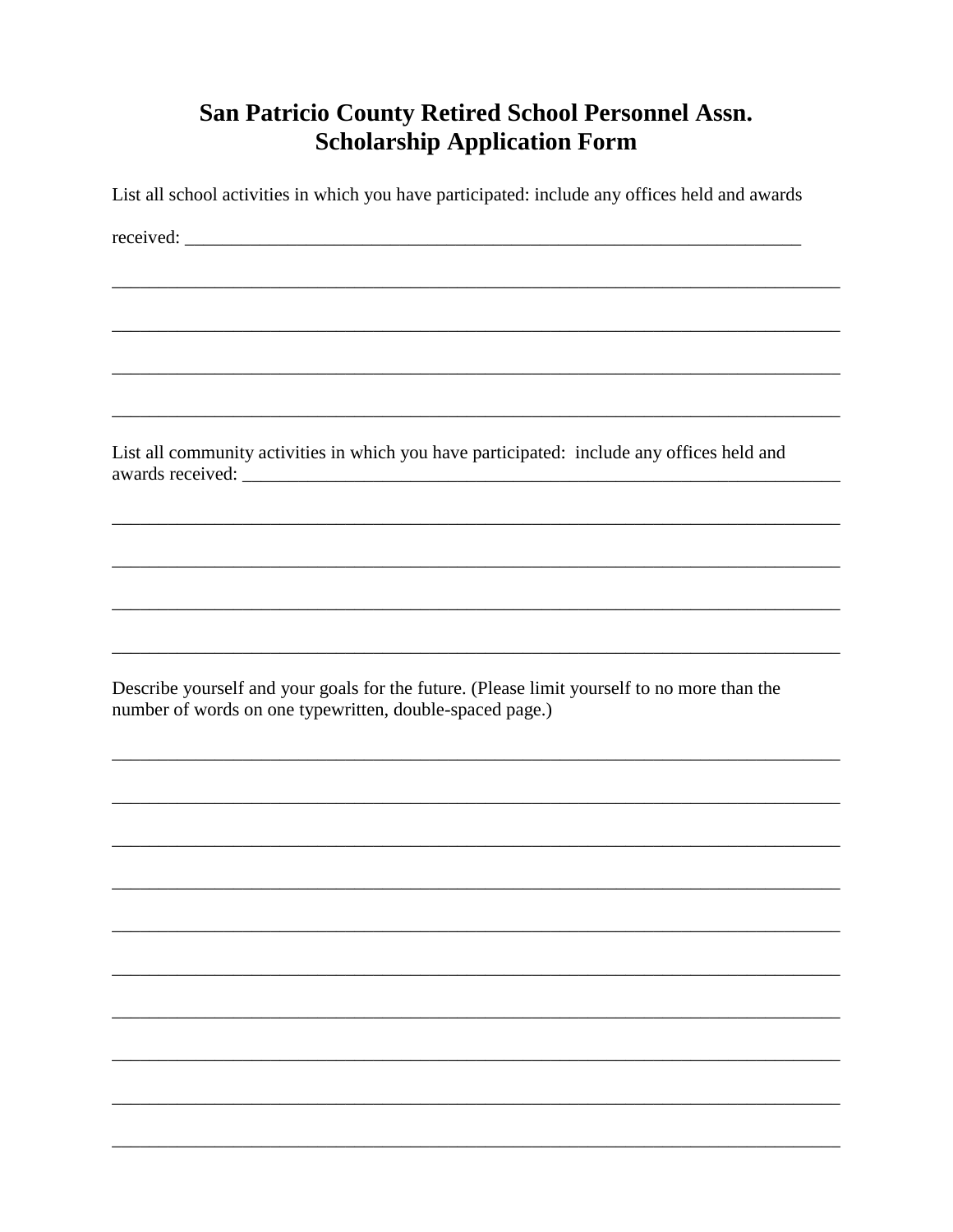# San Patricio County Retired School Personnel Assn.
# Scholarship Application Form

List all school activities in which you have participated: include any offices held and awards received: ___________________________________________________________________

_______________________________________________________________________________

_______________________________________________________________________________

_______________________________________________________________________________

_______________________________________________________________________________

List all community activities in which you have participated: include any offices held and awards received: ______________________________________________________________

_______________________________________________________________________________

_______________________________________________________________________________

_______________________________________________________________________________

_______________________________________________________________________________

Describe yourself and your goals for the future. (Please limit yourself to no more than the number of words on one typewritten, double-spaced page.)

_______________________________________________________________________________

_______________________________________________________________________________

_______________________________________________________________________________

_______________________________________________________________________________

_______________________________________________________________________________

_______________________________________________________________________________

_______________________________________________________________________________

_______________________________________________________________________________

_______________________________________________________________________________

_______________________________________________________________________________